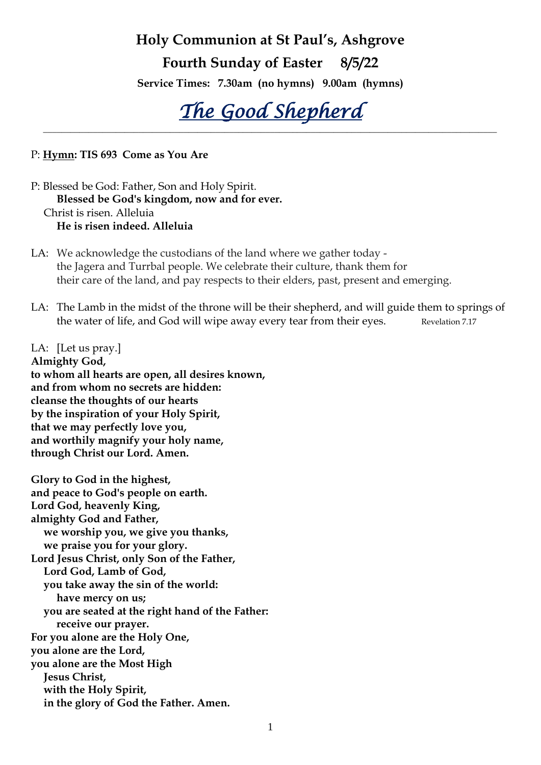# Holy Communion at St Paul's, Ashgrove

## Fourth Sunday of Easter 8/5/22

**Service Times: 7.30am (no hymns) 9.00am (hymns)**

# *The Good Shepherd*

---

P: **Hymn: TIS 693 Come as You Are**

P: Blessed be God: Father, Son and Holy Spirit.
**Blessed be God's kingdom, now and for ever.**
Christ is risen. Alleluia
**He is risen indeed. Alleluia**

LA: We acknowledge the custodians of the land where we gather today - the Jagera and Turrbal people. We celebrate their culture, thank them for their care of the land, and pay respects to their elders, past, present and emerging.

LA: The Lamb in the midst of the throne will be their shepherd, and will guide them to springs of the water of life, and God will wipe away every tear from their eyes. Revelation 7.17

LA: [Let us pray.]
**Almighty God,**
**to whom all hearts are open, all desires known,**
**and from whom no secrets are hidden:**
**cleanse the thoughts of our hearts**
**by the inspiration of your Holy Spirit,**
**that we may perfectly love you,**
**and worthily magnify your holy name,**
**through Christ our Lord. Amen.**

**Glory to God in the highest,**
**and peace to God's people on earth.**
**Lord God, heavenly King,**
**almighty God and Father,**
**we worship you, we give you thanks,**
**we praise you for your glory.**
**Lord Jesus Christ, only Son of the Father,**
**Lord God, Lamb of God,**
**you take away the sin of the world:**
**have mercy on us;**
**you are seated at the right hand of the Father:**
**receive our prayer.**
**For you alone are the Holy One,**
**you alone are the Lord,**
**you alone are the Most High**
**Jesus Christ,**
**with the Holy Spirit,**
**in the glory of God the Father. Amen.**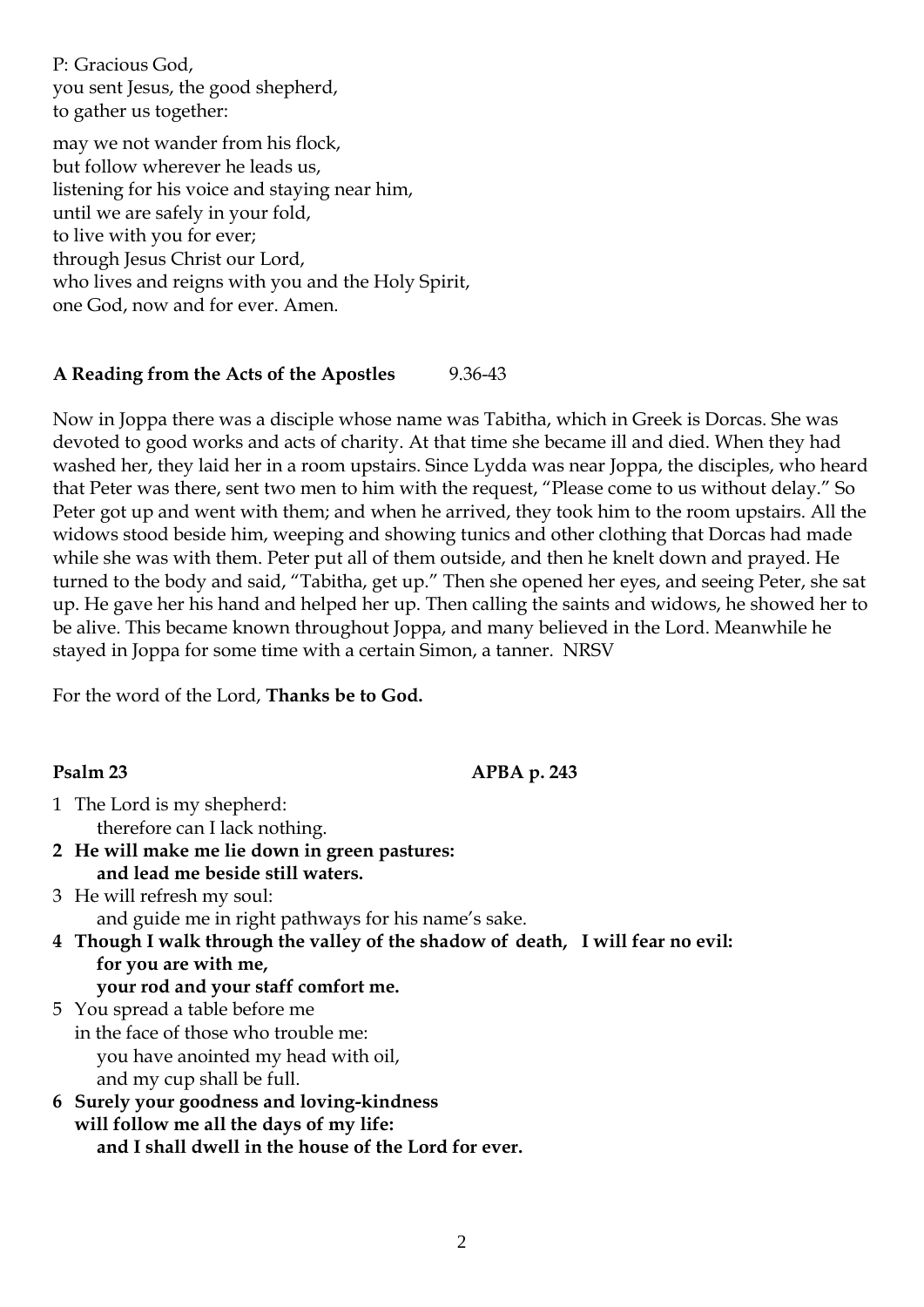P: Gracious God,
you sent Jesus, the good shepherd,
to gather us together:

may we not wander from his flock,
but follow wherever he leads us,
listening for his voice and staying near him,
until we are safely in your fold,
to live with you for ever;
through Jesus Christ our Lord,
who lives and reigns with you and the Holy Spirit,
one God, now and for ever. Amen.

**A Reading from the Acts of the Apostles** 9.36-43

Now in Joppa there was a disciple whose name was Tabitha, which in Greek is Dorcas. She was devoted to good works and acts of charity. At that time she became ill and died. When they had washed her, they laid her in a room upstairs. Since Lydda was near Joppa, the disciples, who heard that Peter was there, sent two men to him with the request, "Please come to us without delay." So Peter got up and went with them; and when he arrived, they took him to the room upstairs. All the widows stood beside him, weeping and showing tunics and other clothing that Dorcas had made while she was with them. Peter put all of them outside, and then he knelt down and prayed. He turned to the body and said, "Tabitha, get up." Then she opened her eyes, and seeing Peter, she sat up. He gave her his hand and helped her up. Then calling the saints and widows, he showed her to be alive. This became known throughout Joppa, and many believed in the Lord. Meanwhile he stayed in Joppa for some time with a certain Simon, a tanner. NRSV

For the word of the Lord, **Thanks be to God.**

**Psalm 23** **APBA p. 243**

1 The Lord is my shepherd:
therefore can I lack nothing.

**2 He will make me lie down in green pastures:**
**and lead me beside still waters.**

3 He will refresh my soul:
and guide me in right pathways for his name's sake.

**4 Though I walk through the valley of the shadow of death, I will fear no evil:**
**for you are with me,**
**your rod and your staff comfort me.**

5 You spread a table before me
in the face of those who trouble me:
you have anointed my head with oil,
and my cup shall be full.

**6 Surely your goodness and loving-kindness**
**will follow me all the days of my life:**
**and I shall dwell in the house of the Lord for ever.**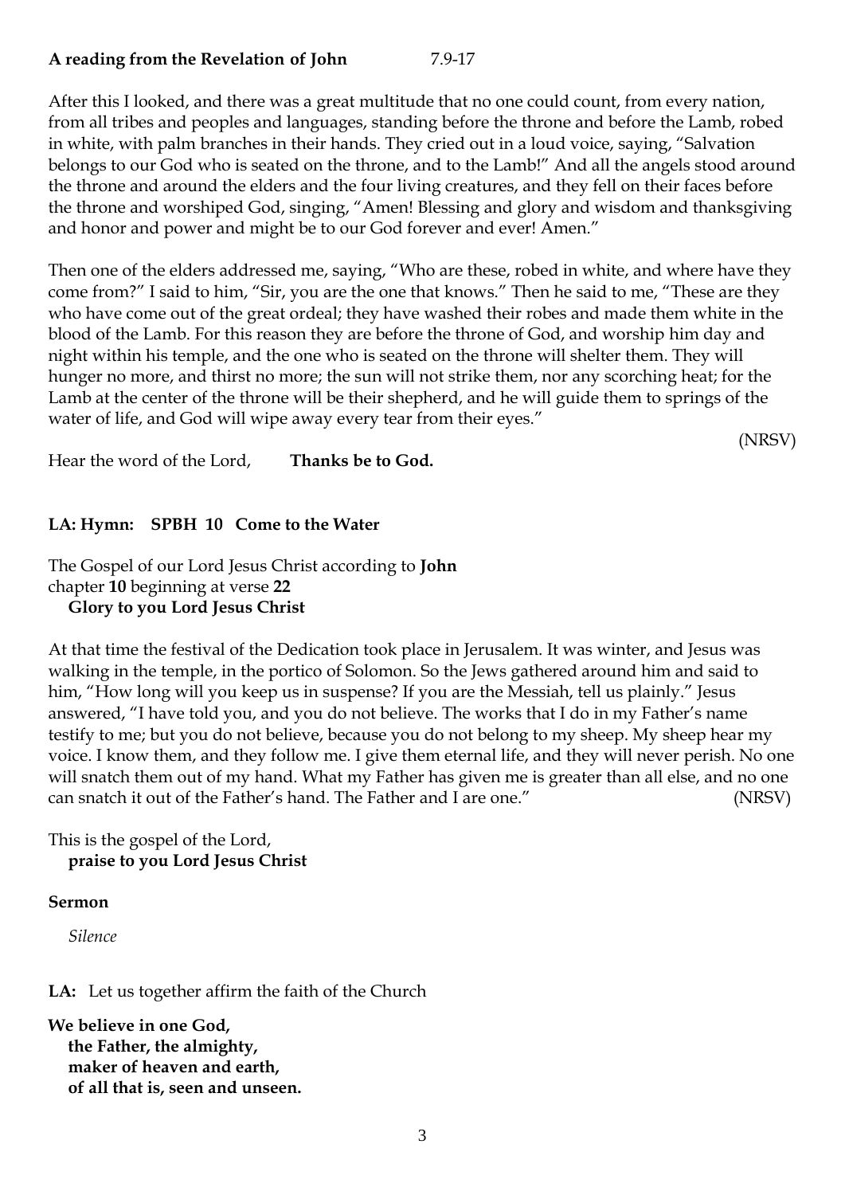**A reading from the Revelation of John** 7.9-17

After this I looked, and there was a great multitude that no one could count, from every nation, from all tribes and peoples and languages, standing before the throne and before the Lamb, robed in white, with palm branches in their hands. They cried out in a loud voice, saying, "Salvation belongs to our God who is seated on the throne, and to the Lamb!" And all the angels stood around the throne and around the elders and the four living creatures, and they fell on their faces before the throne and worshiped God, singing, "Amen! Blessing and glory and wisdom and thanksgiving and honor and power and might be to our God forever and ever! Amen."

Then one of the elders addressed me, saying, "Who are these, robed in white, and where have they come from?" I said to him, "Sir, you are the one that knows." Then he said to me, "These are they who have come out of the great ordeal; they have washed their robes and made them white in the blood of the Lamb. For this reason they are before the throne of God, and worship him day and night within his temple, and the one who is seated on the throne will shelter them. They will hunger no more, and thirst no more; the sun will not strike them, nor any scorching heat; for the Lamb at the center of the throne will be their shepherd, and he will guide them to springs of the water of life, and God will wipe away every tear from their eyes."

(NRSV)

Hear the word of the Lord, **Thanks be to God.**

**LA: Hymn: SPBH 10 Come to the Water**

The Gospel of our Lord Jesus Christ according to **John**
chapter **10** beginning at verse **22**
**Glory to you Lord Jesus Christ**

At that time the festival of the Dedication took place in Jerusalem. It was winter, and Jesus was walking in the temple, in the portico of Solomon. So the Jews gathered around him and said to him, "How long will you keep us in suspense? If you are the Messiah, tell us plainly." Jesus answered, "I have told you, and you do not believe. The works that I do in my Father's name testify to me; but you do not believe, because you do not belong to my sheep. My sheep hear my voice. I know them, and they follow me. I give them eternal life, and they will never perish. No one will snatch them out of my hand. What my Father has given me is greater than all else, and no one can snatch it out of the Father's hand. The Father and I are one." (NRSV)

This is the gospel of the Lord,
**praise to you Lord Jesus Christ**

**Sermon**

*Silence*

**LA:** Let us together affirm the faith of the Church

**We believe in one God,**
**the Father, the almighty,**
**maker of heaven and earth,**
**of all that is, seen and unseen.**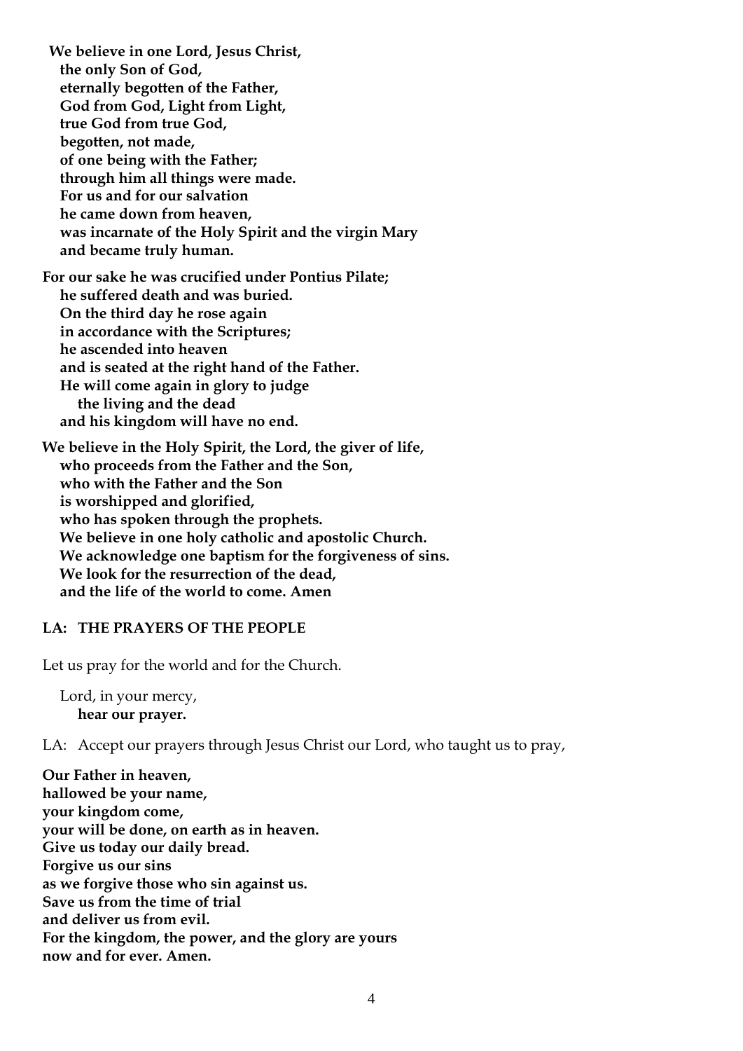**We believe in one Lord, Jesus Christ,**
**the only Son of God,**
**eternally begotten of the Father,**
**God from God, Light from Light,**
**true God from true God,**
**begotten, not made,**
**of one being with the Father;**
**through him all things were made.**
**For us and for our salvation**
**he came down from heaven,**
**was incarnate of the Holy Spirit and the virgin Mary**
**and became truly human.**

**For our sake he was crucified under Pontius Pilate;**
**he suffered death and was buried.**
**On the third day he rose again**
**in accordance with the Scriptures;**
**he ascended into heaven**
**and is seated at the right hand of the Father.**
**He will come again in glory to judge**
**the living and the dead**
**and his kingdom will have no end.**

**We believe in the Holy Spirit, the Lord, the giver of life,**
**who proceeds from the Father and the Son,**
**who with the Father and the Son**
**is worshipped and glorified,**
**who has spoken through the prophets.**
**We believe in one holy catholic and apostolic Church.**
**We acknowledge one baptism for the forgiveness of sins.**
**We look for the resurrection of the dead,**
**and the life of the world to come. Amen**

**LA: THE PRAYERS OF THE PEOPLE**

Let us pray for the world and for the Church.

Lord, in your mercy,
**hear our prayer.**

LA: Accept our prayers through Jesus Christ our Lord, who taught us to pray,

**Our Father in heaven,**
**hallowed be your name,**
**your kingdom come,**
**your will be done, on earth as in heaven.**
**Give us today our daily bread.**
**Forgive us our sins**
**as we forgive those who sin against us.**
**Save us from the time of trial**
**and deliver us from evil.**
**For the kingdom, the power, and the glory are yours**
**now and for ever. Amen.**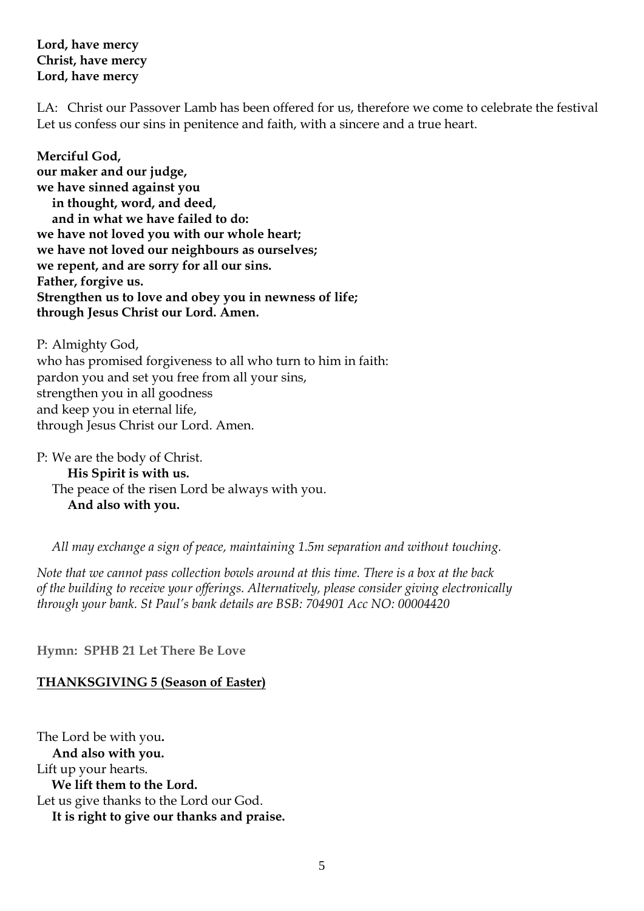**Lord, have mercy**
**Christ, have mercy**
**Lord, have mercy**

LA: Christ our Passover Lamb has been offered for us, therefore we come to celebrate the festival Let us confess our sins in penitence and faith, with a sincere and a true heart.

**Merciful God,**
**our maker and our judge,**
**we have sinned against you**
**in thought, word, and deed,**
**and in what we have failed to do:**
**we have not loved you with our whole heart;**
**we have not loved our neighbours as ourselves;**
**we repent, and are sorry for all our sins.**
**Father, forgive us.**
**Strengthen us to love and obey you in newness of life;**
**through Jesus Christ our Lord. Amen.**

P: Almighty God,
who has promised forgiveness to all who turn to him in faith:
pardon you and set you free from all your sins,
strengthen you in all goodness
and keep you in eternal life,
through Jesus Christ our Lord. Amen.

P: We are the body of Christ.
**His Spirit is with us.**
The peace of the risen Lord be always with you.
**And also with you.**

*All may exchange a sign of peace, maintaining 1.5m separation and without touching.*

*Note that we cannot pass collection bowls around at this time. There is a box at the back of the building to receive your offerings. Alternatively, please consider giving electronically through your bank. St Paul's bank details are BSB: 704901 Acc NO: 00004420*

**Hymn: SPHB 21 Let There Be Love**

**THANKSGIVING 5 (Season of Easter)**

The Lord be with you**.**
**And also with you.**
Lift up your hearts.
**We lift them to the Lord.**
Let us give thanks to the Lord our God.
**It is right to give our thanks and praise.**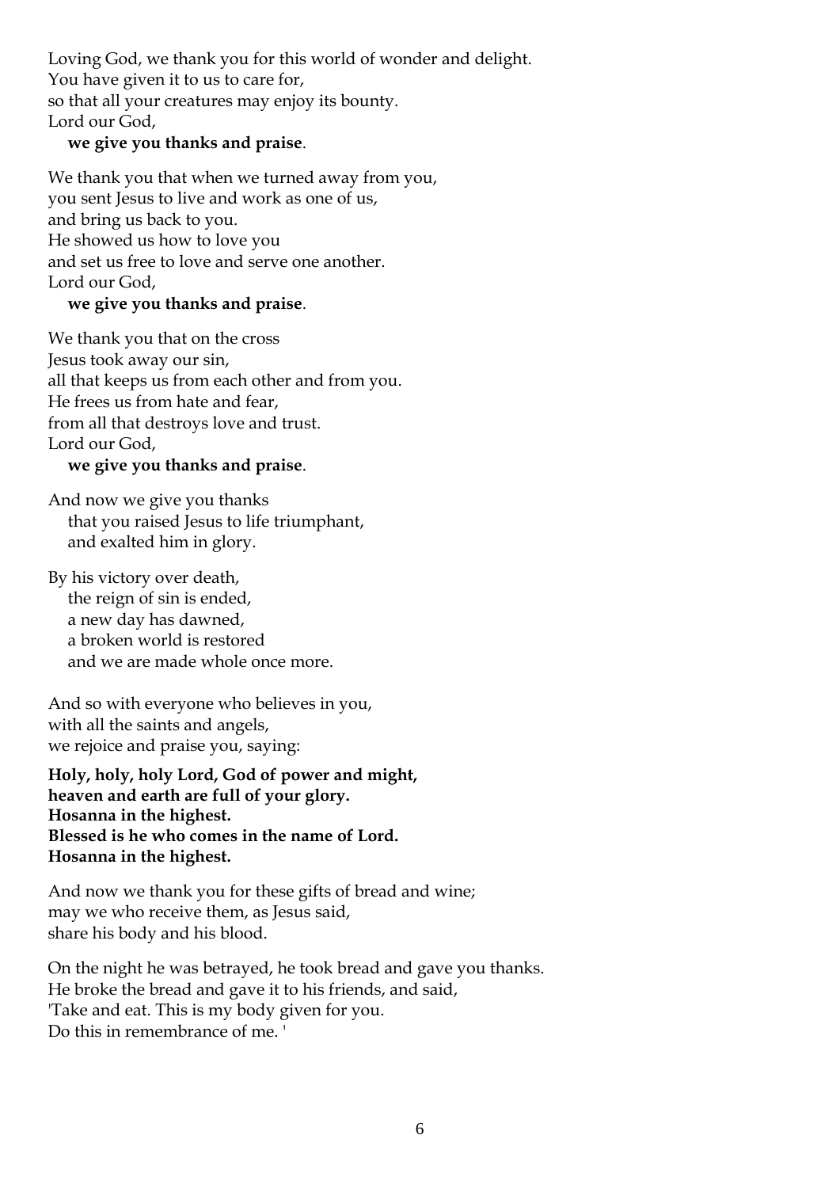Loving God, we thank you for this world of wonder and delight.
You have given it to us to care for,
so that all your creatures may enjoy its bounty.
Lord our God,
  **we give you thanks and praise**.

We thank you that when we turned away from you,
you sent Jesus to live and work as one of us,
and bring us back to you.
He showed us how to love you
and set us free to love and serve one another.
Lord our God,
  **we give you thanks and praise**.

We thank you that on the cross
Jesus took away our sin,
all that keeps us from each other and from you.
He frees us from hate and fear,
from all that destroys love and trust.
Lord our God,
  **we give you thanks and praise**.

And now we give you thanks
  that you raised Jesus to life triumphant,
  and exalted him in glory.

By his victory over death,
  the reign of sin is ended,
  a new day has dawned,
  a broken world is restored
  and we are made whole once more.

And so with everyone who believes in you,
with all the saints and angels,
we rejoice and praise you, saying:

**Holy, holy, holy Lord, God of power and might,
heaven and earth are full of your glory.
Hosanna in the highest.
Blessed is he who comes in the name of Lord.
Hosanna in the highest.**

And now we thank you for these gifts of bread and wine;
may we who receive them, as Jesus said,
share his body and his blood.

On the night he was betrayed, he took bread and gave you thanks.
He broke the bread and gave it to his friends, and said,
'Take and eat. This is my body given for you.
Do this in remembrance of me. '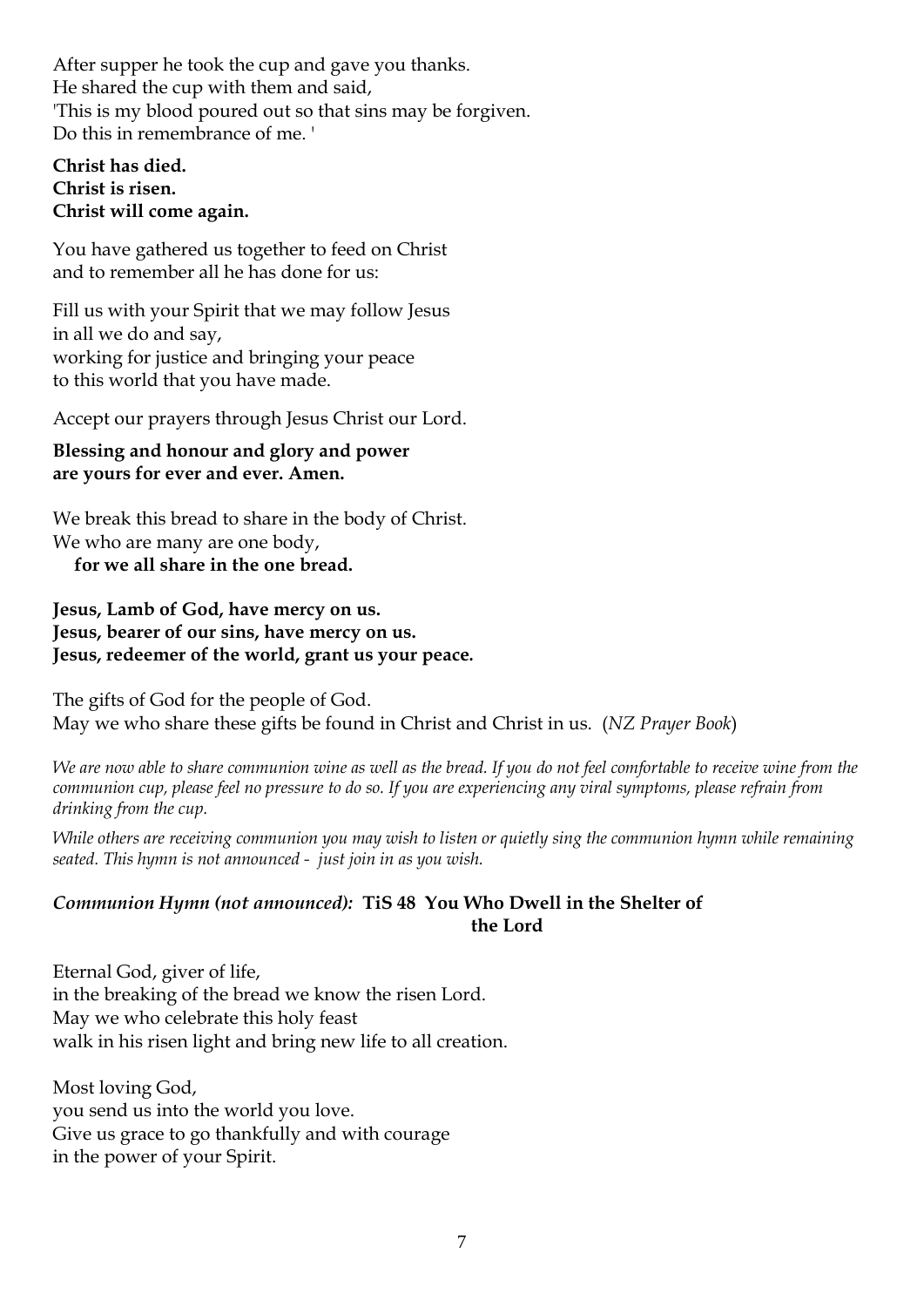After supper he took the cup and gave you thanks.
He shared the cup with them and said,
'This is my blood poured out so that sins may be forgiven.
Do this in remembrance of me. '

**Christ has died.**
**Christ is risen.**
**Christ will come again.**

You have gathered us together to feed on Christ
and to remember all he has done for us:

Fill us with your Spirit that we may follow Jesus
in all we do and say,
working for justice and bringing your peace
to this world that you have made.

Accept our prayers through Jesus Christ our Lord.

**Blessing and honour and glory and power**
**are yours for ever and ever. Amen.**

We break this bread to share in the body of Christ.
We who are many are one body,
**for we all share in the one bread.**

**Jesus, Lamb of God, have mercy on us.**
**Jesus, bearer of our sins, have mercy on us.**
**Jesus, redeemer of the world, grant us your peace.**

The gifts of God for the people of God.
May we who share these gifts be found in Christ and Christ in us. (*NZ Prayer Book*)

*We are now able to share communion wine as well as the bread. If you do not feel comfortable to receive wine from the communion cup, please feel no pressure to do so. If you are experiencing any viral symptoms, please refrain from drinking from the cup.*

*While others are receiving communion you may wish to listen or quietly sing the communion hymn while remaining seated. This hymn is not announced - just join in as you wish.*

***Communion Hymn (not announced):*** **TiS 48 You Who Dwell in the Shelter of the Lord**

Eternal God, giver of life,
in the breaking of the bread we know the risen Lord.
May we who celebrate this holy feast
walk in his risen light and bring new life to all creation.

Most loving God,
you send us into the world you love.
Give us grace to go thankfully and with courage
in the power of your Spirit.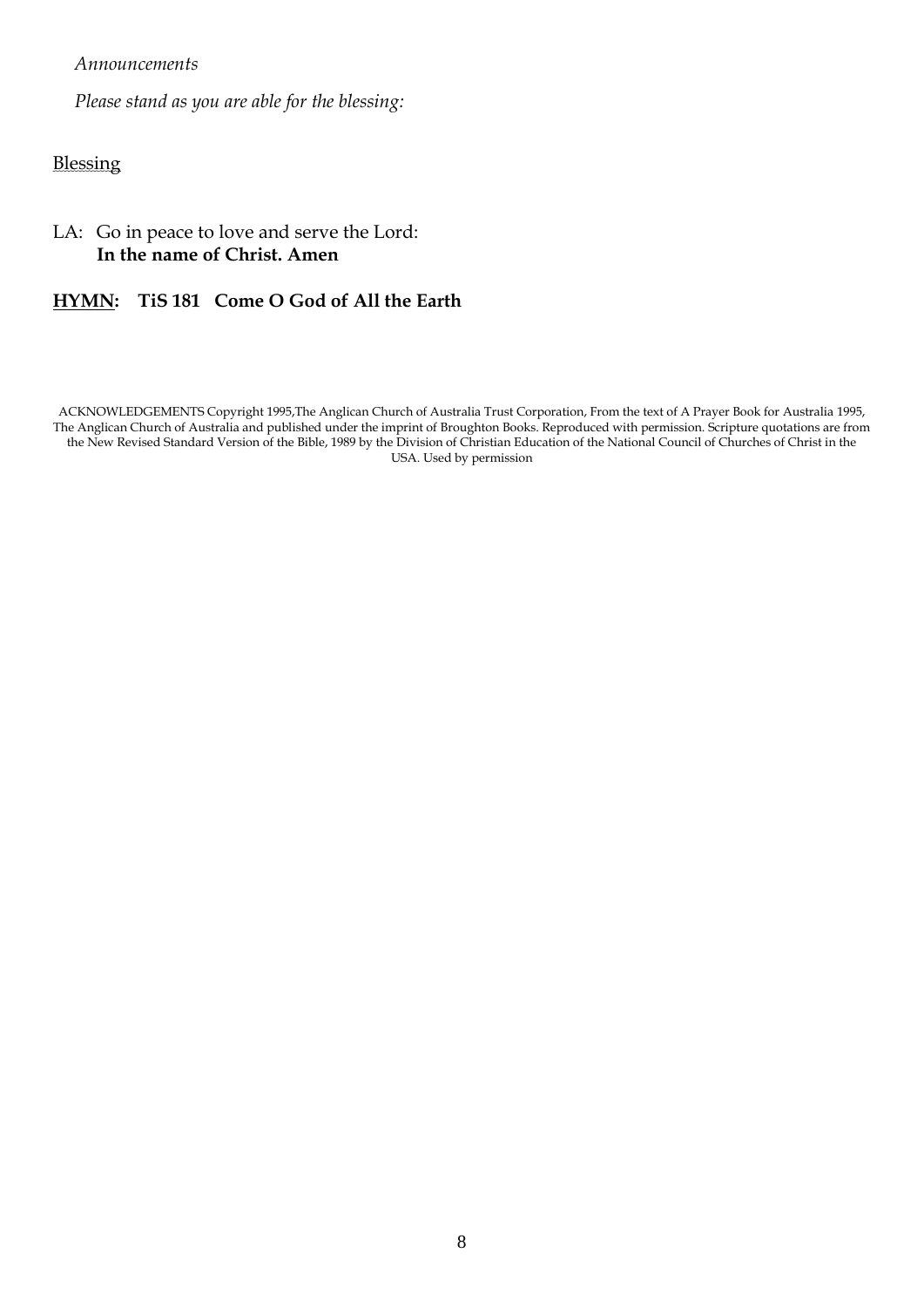*Announcements*

*Please stand as you are able for the blessing:*

Blessing

LA: Go in peace to love and serve the Lord:
**In the name of Christ. Amen**

**HYMN: TiS 181 Come O God of All the Earth**

ACKNOWLEDGEMENTS Copyright 1995,The Anglican Church of Australia Trust Corporation, From the text of A Prayer Book for Australia 1995, The Anglican Church of Australia and published under the imprint of Broughton Books. Reproduced with permission. Scripture quotations are from the New Revised Standard Version of the Bible, 1989 by the Division of Christian Education of the National Council of Churches of Christ in the USA. Used by permission